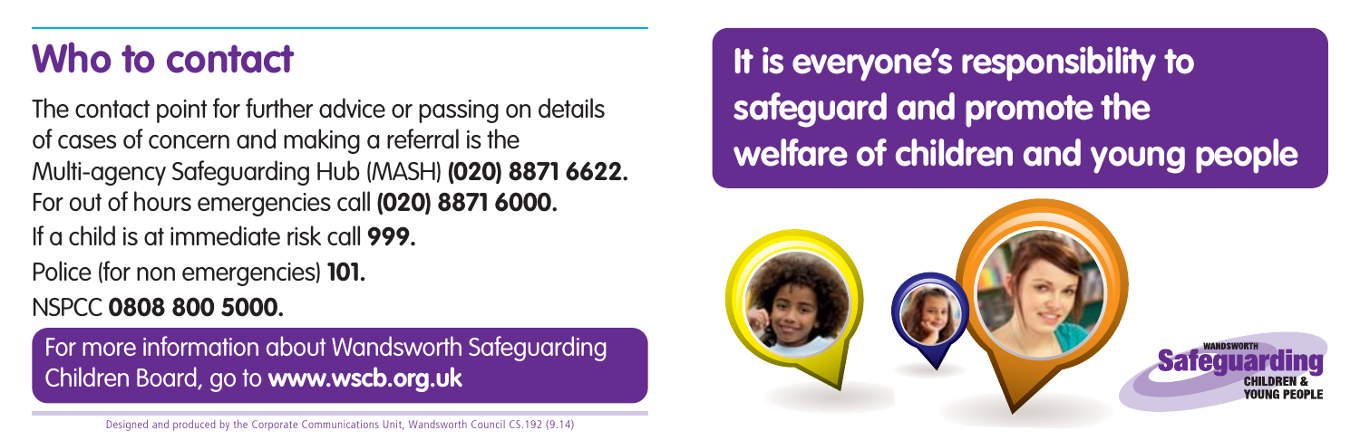## Who to contact

The contact point for further advice or passing on details of cases of concern and making a referral is the Multi-agency Safeguarding Hub (MASH) **(020) 8871 6622.**
For out of hours emergencies call **(020) 8871 6000.**
If a child is at immediate risk call **999.**
Police (for non emergencies) **101.**
NSPCC **0808 800 5000.**

For more information about Wandsworth Safeguarding Children Board, go to **www.wscb.org.uk**

Designed and produced by the Corporate Communications Unit, Wandsworth Council CS.192 (9.14)

## It is everyone's responsibility to safeguard and promote the welfare of children and young people

WANDSWORTH
Safeguarding
CHILDREN & YOUNG PEOPLE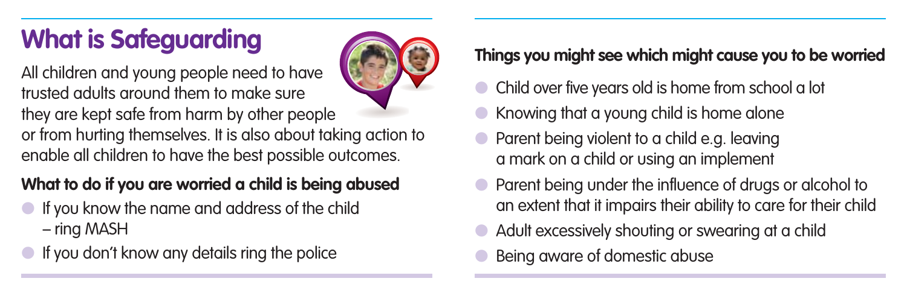# What is Safeguarding

All children and young people need to have trusted adults around them to make sure they are kept safe from harm by other people or from hurting themselves. It is also about taking action to enable all children to have the best possible outcomes.

**What to do if you are worried a child is being abused**

- If you know the name and address of the child – ring MASH
- If you don't know any details ring the police

**Things you might see which might cause you to be worried**

- Child over five years old is home from school a lot
- Knowing that a young child is home alone
- Parent being violent to a child e.g. leaving a mark on a child or using an implement
- Parent being under the influence of drugs or alcohol to an extent that it impairs their ability to care for their child
- Adult excessively shouting or swearing at a child
- Being aware of domestic abuse